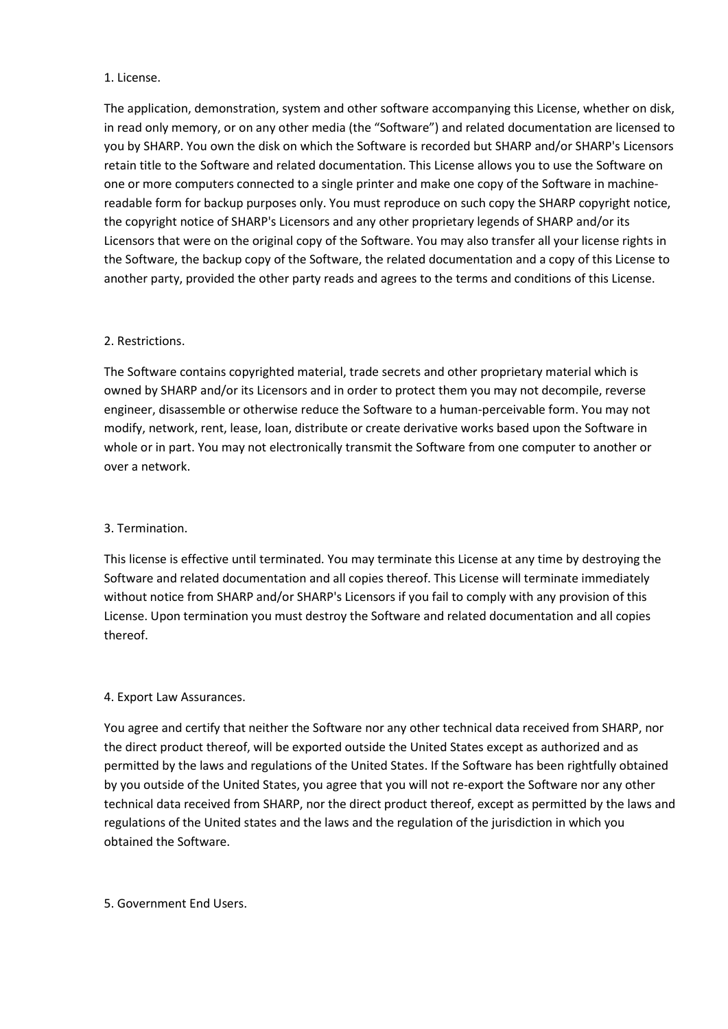1. License.

The application, demonstration, system and other software accompanying this License, whether on disk, in read only memory, or on any other media (the "Software") and related documentation are licensed to you by SHARP. You own the disk on which the Software is recorded but SHARP and/or SHARP's Licensors retain title to the Software and related documentation. This License allows you to use the Software on one or more computers connected to a single printer and make one copy of the Software in machine-readable form for backup purposes only. You must reproduce on such copy the SHARP copyright notice, the copyright notice of SHARP's Licensors and any other proprietary legends of SHARP and/or its Licensors that were on the original copy of the Software. You may also transfer all your license rights in the Software, the backup copy of the Software, the related documentation and a copy of this License to another party, provided the other party reads and agrees to the terms and conditions of this License.

2. Restrictions.

The Software contains copyrighted material, trade secrets and other proprietary material which is owned by SHARP and/or its Licensors and in order to protect them you may not decompile, reverse engineer, disassemble or otherwise reduce the Software to a human-perceivable form. You may not modify, network, rent, lease, loan, distribute or create derivative works based upon the Software in whole or in part. You may not electronically transmit the Software from one computer to another or over a network.

3. Termination.

This license is effective until terminated. You may terminate this License at any time by destroying the Software and related documentation and all copies thereof. This License will terminate immediately without notice from SHARP and/or SHARP's Licensors if you fail to comply with any provision of this License. Upon termination you must destroy the Software and related documentation and all copies thereof.

4. Export Law Assurances.

You agree and certify that neither the Software nor any other technical data received from SHARP, nor the direct product thereof, will be exported outside the United States except as authorized and as permitted by the laws and regulations of the United States. If the Software has been rightfully obtained by you outside of the United States, you agree that you will not re-export the Software nor any other technical data received from SHARP, nor the direct product thereof, except as permitted by the laws and regulations of the United states and the laws and the regulation of the jurisdiction in which you obtained the Software.

5. Government End Users.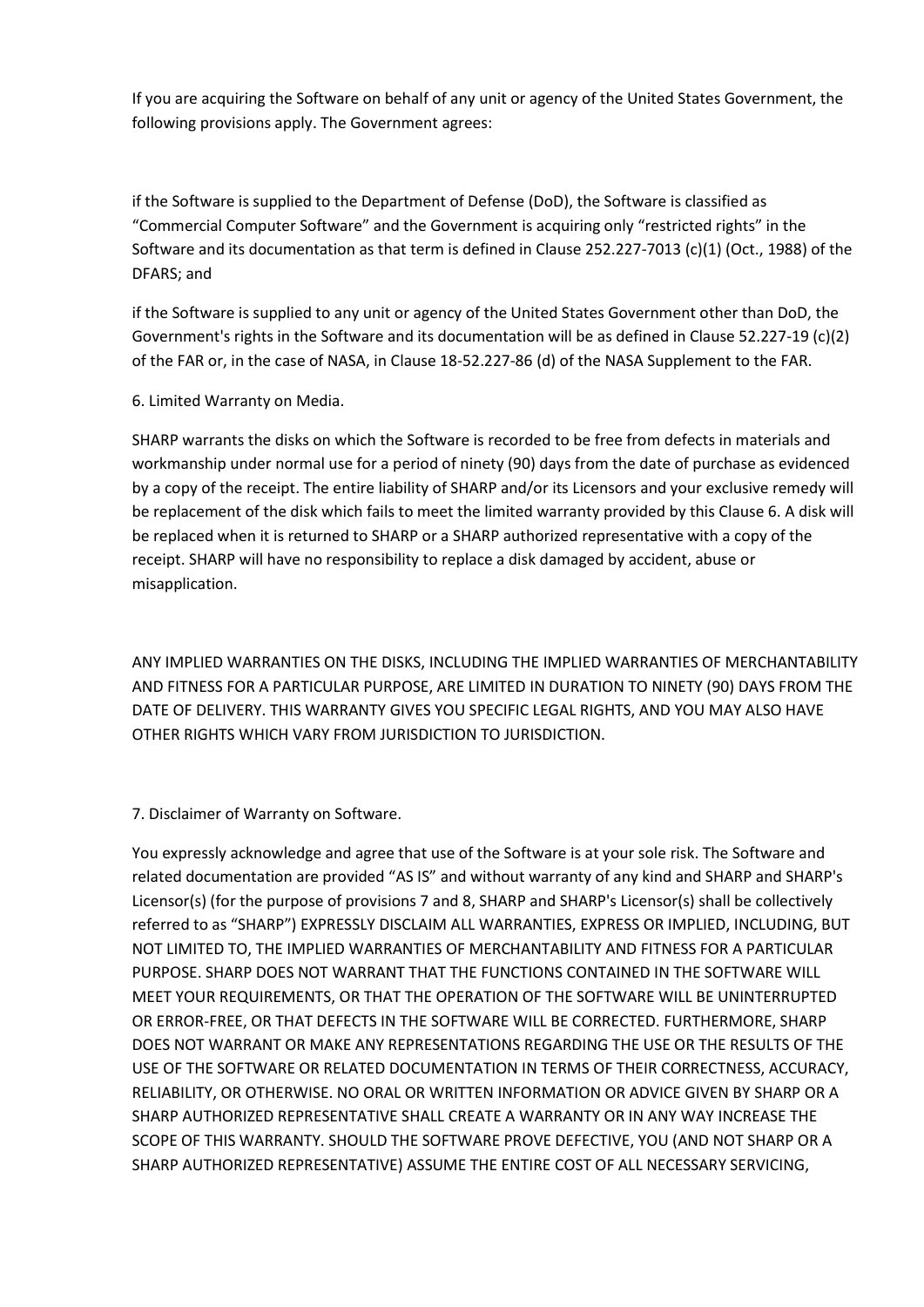If you are acquiring the Software on behalf of any unit or agency of the United States Government, the following provisions apply. The Government agrees:

if the Software is supplied to the Department of Defense (DoD), the Software is classified as "Commercial Computer Software" and the Government is acquiring only "restricted rights" in the Software and its documentation as that term is defined in Clause 252.227-7013 (c)(1) (Oct., 1988) of the DFARS; and

if the Software is supplied to any unit or agency of the United States Government other than DoD, the Government's rights in the Software and its documentation will be as defined in Clause 52.227-19 (c)(2) of the FAR or, in the case of NASA, in Clause 18-52.227-86 (d) of the NASA Supplement to the FAR.

6. Limited Warranty on Media.

SHARP warrants the disks on which the Software is recorded to be free from defects in materials and workmanship under normal use for a period of ninety (90) days from the date of purchase as evidenced by a copy of the receipt. The entire liability of SHARP and/or its Licensors and your exclusive remedy will be replacement of the disk which fails to meet the limited warranty provided by this Clause 6. A disk will be replaced when it is returned to SHARP or a SHARP authorized representative with a copy of the receipt. SHARP will have no responsibility to replace a disk damaged by accident, abuse or misapplication.

ANY IMPLIED WARRANTIES ON THE DISKS, INCLUDING THE IMPLIED WARRANTIES OF MERCHANTABILITY AND FITNESS FOR A PARTICULAR PURPOSE, ARE LIMITED IN DURATION TO NINETY (90) DAYS FROM THE DATE OF DELIVERY. THIS WARRANTY GIVES YOU SPECIFIC LEGAL RIGHTS, AND YOU MAY ALSO HAVE OTHER RIGHTS WHICH VARY FROM JURISDICTION TO JURISDICTION.

7. Disclaimer of Warranty on Software.

You expressly acknowledge and agree that use of the Software is at your sole risk. The Software and related documentation are provided "AS IS" and without warranty of any kind and SHARP and SHARP's Licensor(s) (for the purpose of provisions 7 and 8, SHARP and SHARP's Licensor(s) shall be collectively referred to as "SHARP") EXPRESSLY DISCLAIM ALL WARRANTIES, EXPRESS OR IMPLIED, INCLUDING, BUT NOT LIMITED TO, THE IMPLIED WARRANTIES OF MERCHANTABILITY AND FITNESS FOR A PARTICULAR PURPOSE. SHARP DOES NOT WARRANT THAT THE FUNCTIONS CONTAINED IN THE SOFTWARE WILL MEET YOUR REQUIREMENTS, OR THAT THE OPERATION OF THE SOFTWARE WILL BE UNINTERRUPTED OR ERROR-FREE, OR THAT DEFECTS IN THE SOFTWARE WILL BE CORRECTED. FURTHERMORE, SHARP DOES NOT WARRANT OR MAKE ANY REPRESENTATIONS REGARDING THE USE OR THE RESULTS OF THE USE OF THE SOFTWARE OR RELATED DOCUMENTATION IN TERMS OF THEIR CORRECTNESS, ACCURACY, RELIABILITY, OR OTHERWISE. NO ORAL OR WRITTEN INFORMATION OR ADVICE GIVEN BY SHARP OR A SHARP AUTHORIZED REPRESENTATIVE SHALL CREATE A WARRANTY OR IN ANY WAY INCREASE THE SCOPE OF THIS WARRANTY. SHOULD THE SOFTWARE PROVE DEFECTIVE, YOU (AND NOT SHARP OR A SHARP AUTHORIZED REPRESENTATIVE) ASSUME THE ENTIRE COST OF ALL NECESSARY SERVICING,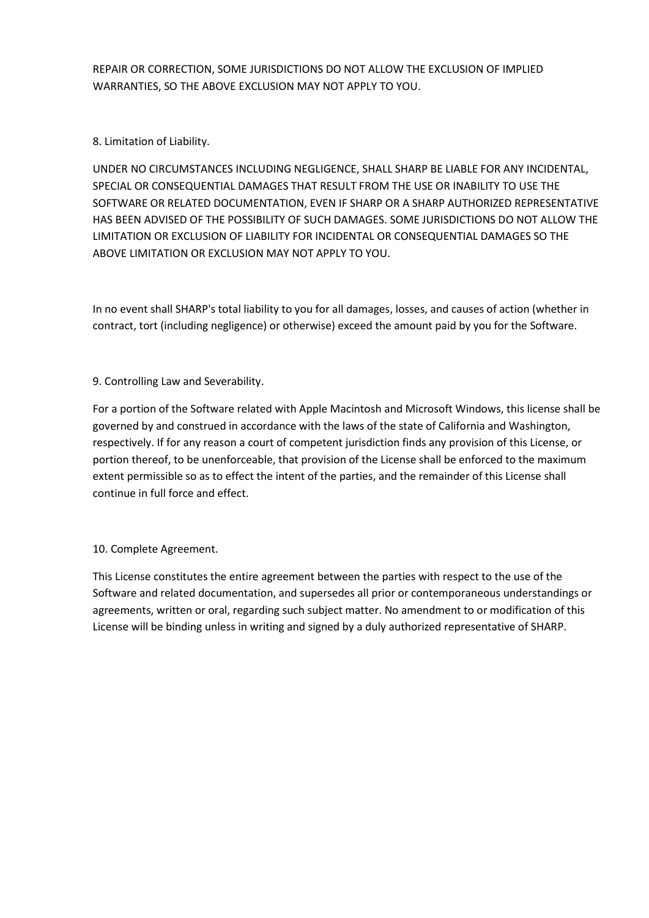REPAIR OR CORRECTION, SOME JURISDICTIONS DO NOT ALLOW THE EXCLUSION OF IMPLIED WARRANTIES, SO THE ABOVE EXCLUSION MAY NOT APPLY TO YOU.

8. Limitation of Liability.

UNDER NO CIRCUMSTANCES INCLUDING NEGLIGENCE, SHALL SHARP BE LIABLE FOR ANY INCIDENTAL, SPECIAL OR CONSEQUENTIAL DAMAGES THAT RESULT FROM THE USE OR INABILITY TO USE THE SOFTWARE OR RELATED DOCUMENTATION, EVEN IF SHARP OR A SHARP AUTHORIZED REPRESENTATIVE HAS BEEN ADVISED OF THE POSSIBILITY OF SUCH DAMAGES. SOME JURISDICTIONS DO NOT ALLOW THE LIMITATION OR EXCLUSION OF LIABILITY FOR INCIDENTAL OR CONSEQUENTIAL DAMAGES SO THE ABOVE LIMITATION OR EXCLUSION MAY NOT APPLY TO YOU.

In no event shall SHARP's total liability to you for all damages, losses, and causes of action (whether in contract, tort (including negligence) or otherwise) exceed the amount paid by you for the Software.

9. Controlling Law and Severability.

For a portion of the Software related with Apple Macintosh and Microsoft Windows, this license shall be governed by and construed in accordance with the laws of the state of California and Washington, respectively. If for any reason a court of competent jurisdiction finds any provision of this License, or portion thereof, to be unenforceable, that provision of the License shall be enforced to the maximum extent permissible so as to effect the intent of the parties, and the remainder of this License shall continue in full force and effect.

10. Complete Agreement.

This License constitutes the entire agreement between the parties with respect to the use of the Software and related documentation, and supersedes all prior or contemporaneous understandings or agreements, written or oral, regarding such subject matter. No amendment to or modification of this License will be binding unless in writing and signed by a duly authorized representative of SHARP.